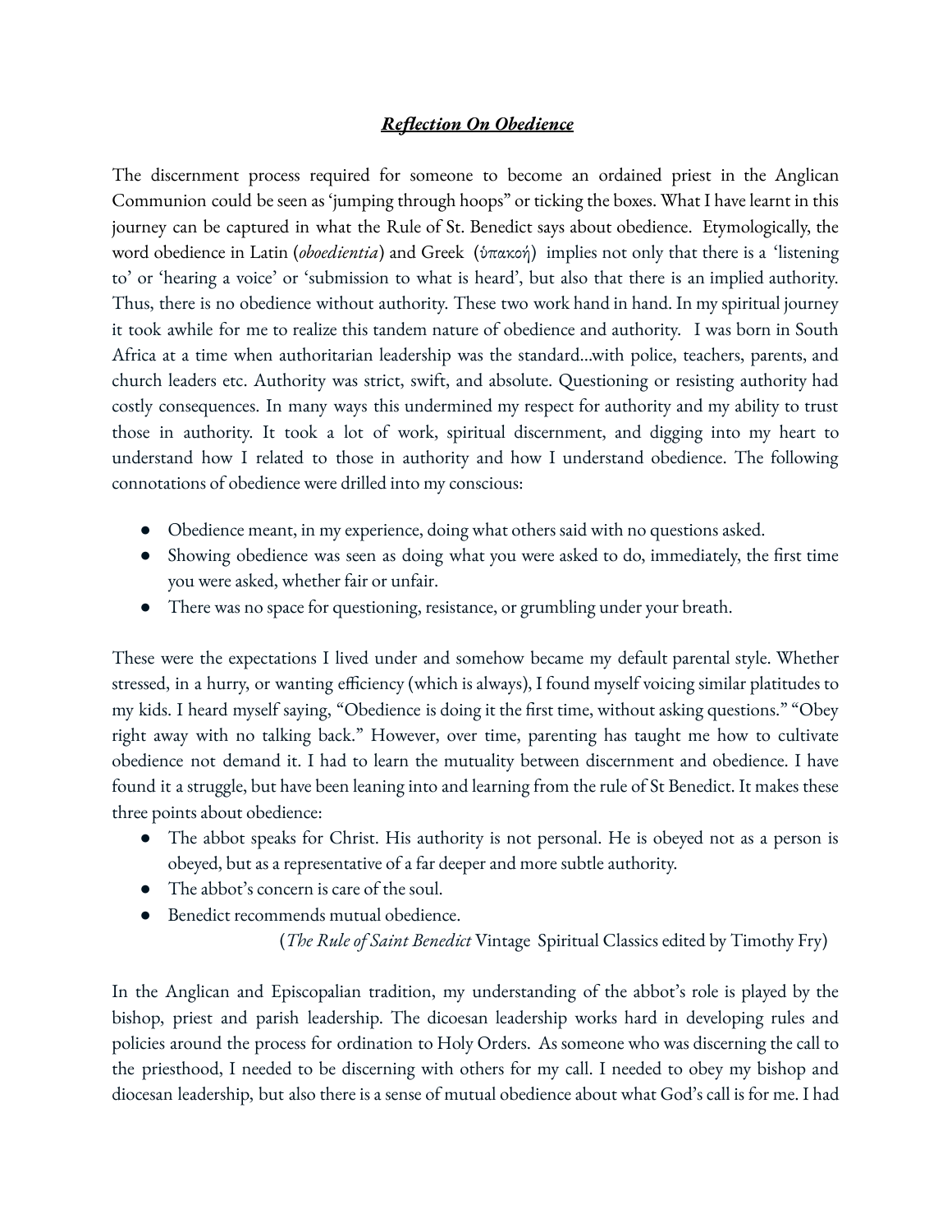***<u>Reflection On Obedience</u>***

The discernment process required for someone to become an ordained priest in the Anglican Communion could be seen as 'jumping through hoops" or ticking the boxes. What I have learnt in this journey can be captured in what the Rule of St. Benedict says about obedience. Etymologically, the word obedience in Latin (*oboedientia*) and Greek (ὑπακοή) implies not only that there is a 'listening to' or 'hearing a voice' or 'submission to what is heard', but also that there is an implied authority. Thus, there is no obedience without authority. These two work hand in hand. In my spiritual journey it took awhile for me to realize this tandem nature of obedience and authority. I was born in South Africa at a time when authoritarian leadership was the standard...with police, teachers, parents, and church leaders etc. Authority was strict, swift, and absolute. Questioning or resisting authority had costly consequences. In many ways this undermined my respect for authority and my ability to trust those in authority. It took a lot of work, spiritual discernment, and digging into my heart to understand how I related to those in authority and how I understand obedience. The following connotations of obedience were drilled into my conscious:

- Obedience meant, in my experience, doing what others said with no questions asked.
- Showing obedience was seen as doing what you were asked to do, immediately, the first time you were asked, whether fair or unfair.
- There was no space for questioning, resistance, or grumbling under your breath.

These were the expectations I lived under and somehow became my default parental style. Whether stressed, in a hurry, or wanting efficiency (which is always), I found myself voicing similar platitudes to my kids. I heard myself saying, "Obedience is doing it the first time, without asking questions." "Obey right away with no talking back." However, over time, parenting has taught me how to cultivate obedience not demand it. I had to learn the mutuality between discernment and obedience. I have found it a struggle, but have been leaning into and learning from the rule of St Benedict. It makes these three points about obedience:

- The abbot speaks for Christ. His authority is not personal. He is obeyed not as a person is obeyed, but as a representative of a far deeper and more subtle authority.
- The abbot's concern is care of the soul.
- Benedict recommends mutual obedience.

(*The Rule of Saint Benedict* Vintage Spiritual Classics edited by Timothy Fry)

In the Anglican and Episcopalian tradition, my understanding of the abbot's role is played by the bishop, priest and parish leadership. The dicoesan leadership works hard in developing rules and policies around the process for ordination to Holy Orders. As someone who was discerning the call to the priesthood, I needed to be discerning with others for my call. I needed to obey my bishop and diocesan leadership, but also there is a sense of mutual obedience about what God's call is for me. I had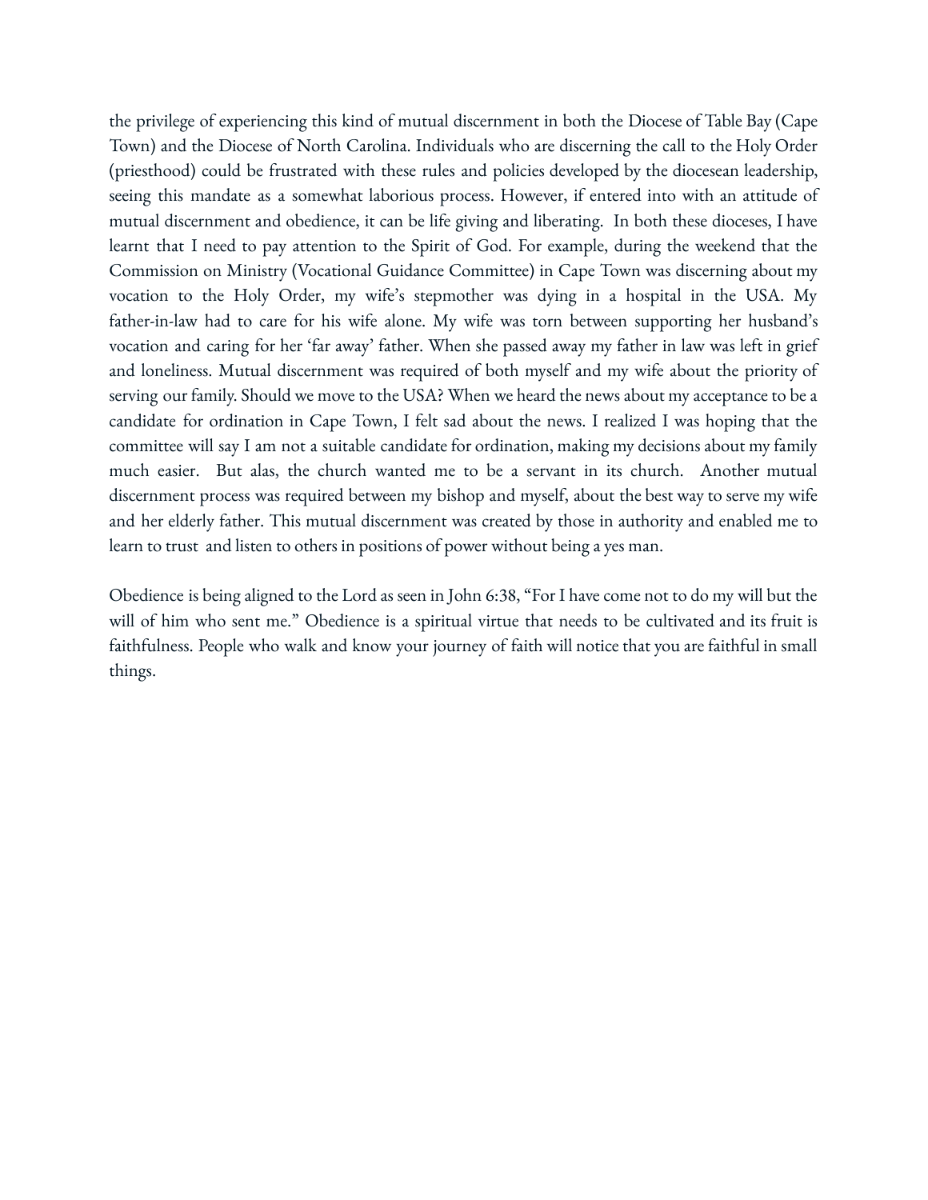the privilege of experiencing this kind of mutual discernment in both the Diocese of Table Bay (Cape Town) and the Diocese of North Carolina. Individuals who are discerning the call to the Holy Order (priesthood) could be frustrated with these rules and policies developed by the diocesean leadership, seeing this mandate as a somewhat laborious process. However, if entered into with an attitude of mutual discernment and obedience, it can be life giving and liberating. In both these dioceses, I have learnt that I need to pay attention to the Spirit of God. For example, during the weekend that the Commission on Ministry (Vocational Guidance Committee) in Cape Town was discerning about my vocation to the Holy Order, my wife's stepmother was dying in a hospital in the USA. My father-in-law had to care for his wife alone. My wife was torn between supporting her husband's vocation and caring for her 'far away' father. When she passed away my father in law was left in grief and loneliness. Mutual discernment was required of both myself and my wife about the priority of serving our family. Should we move to the USA? When we heard the news about my acceptance to be a candidate for ordination in Cape Town, I felt sad about the news. I realized I was hoping that the committee will say I am not a suitable candidate for ordination, making my decisions about my family much easier. But alas, the church wanted me to be a servant in its church. Another mutual discernment process was required between my bishop and myself, about the best way to serve my wife and her elderly father. This mutual discernment was created by those in authority and enabled me to learn to trust and listen to others in positions of power without being a yes man.

Obedience is being aligned to the Lord as seen in John 6:38, "For I have come not to do my will but the will of him who sent me." Obedience is a spiritual virtue that needs to be cultivated and its fruit is faithfulness. People who walk and know your journey of faith will notice that you are faithful in small things.